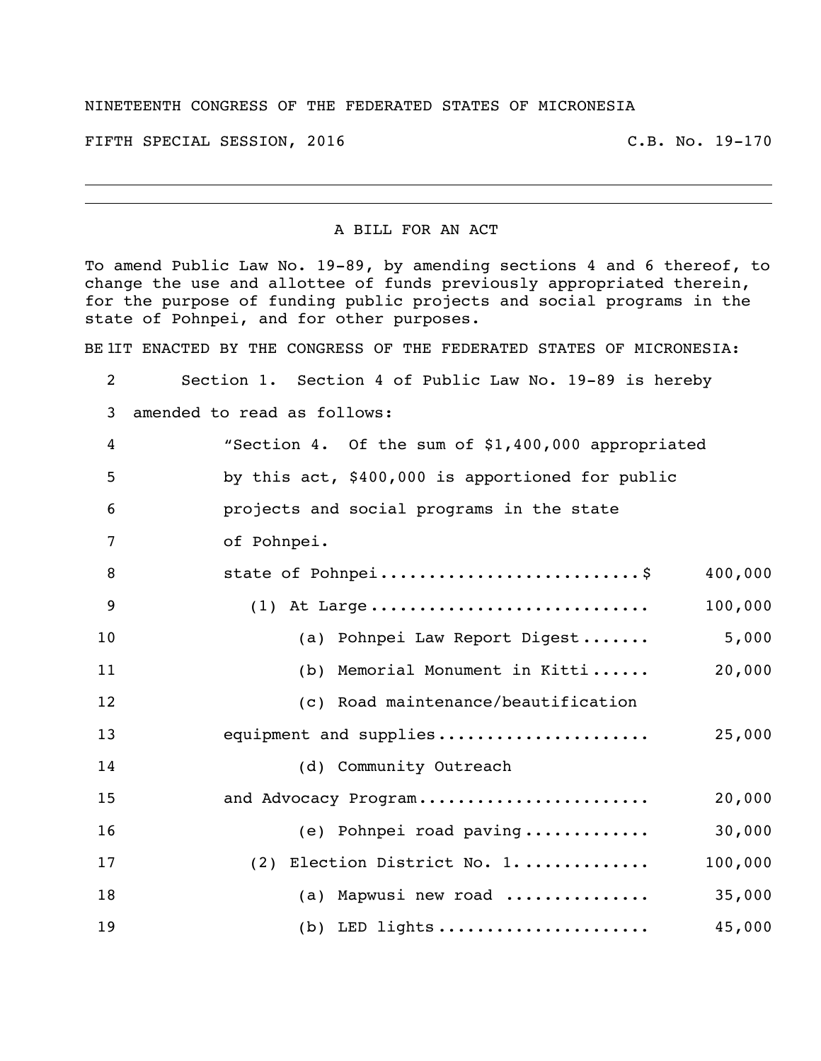NINETEENTH CONGRESS OF THE FEDERATED STATES OF MICRONESIA

FIFTH SPECIAL SESSION, 2016 C.B. No. 19-170

---

A BILL FOR AN ACT

To amend Public Law No. 19-89, by amending sections 4 and 6 thereof, to change the use and allottee of funds previously appropriated therein, for the purpose of funding public projects and social programs in the state of Pohnpei, and for other purposes.

BE IT ENACTED BY THE CONGRESS OF THE FEDERATED STATES OF MICRONESIA:

Section 1. Section 4 of Public Law No. 19-89 is hereby amended to read as follows:

"Section 4. Of the sum of $1,400,000 appropriated by this act, $400,000 is apportioned for public projects and social programs in the state of Pohnpei.

| | |
|---|---:|
| state of Pohnpei..........................$ | 400,000 |
| (1) At Large............................ | 100,000 |
| (a) Pohnpei Law Report Digest....... | 5,000 |
| (b) Memorial Monument in Kitti...... | 20,000 |
| (c) Road maintenance/beautification equipment and supplies...................... | 25,000 |
| (d) Community Outreach and Advocacy Program........................ | 20,000 |
| (e) Pohnpei road paving............. | 30,000 |
| (2) Election District No. 1............. | 100,000 |
| (a) Mapwusi new road ............... | 35,000 |
| (b) LED lights...................... | 45,000 |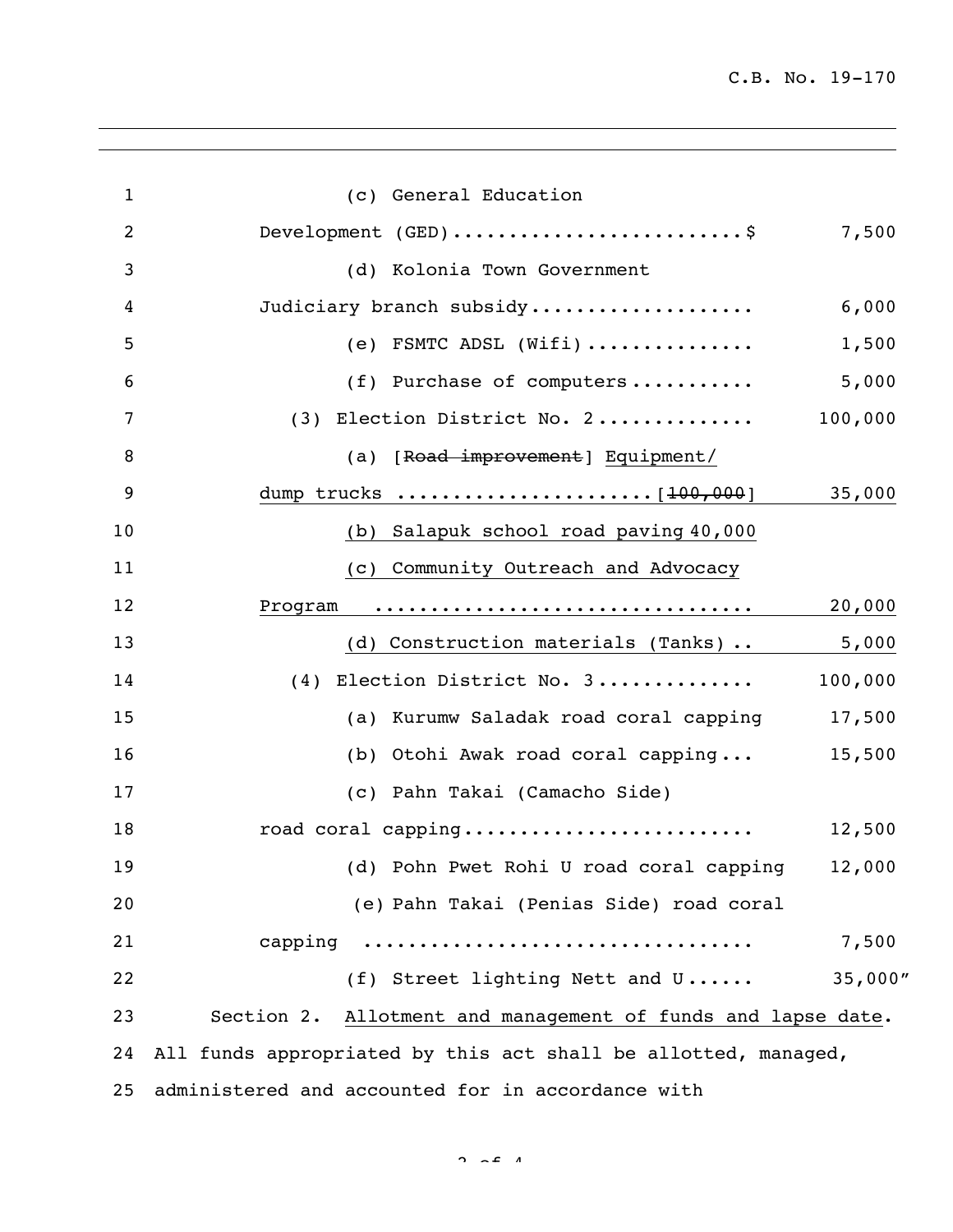(c) General Education Development (GED)..........................$ 7,500

(d) Kolonia Town Government Judiciary branch subsidy.................... 6,000

(e) FSMTC ADSL (Wifi)............... 1,500

(f) Purchase of computers........... 5,000

(3) Election District No. 2.............. 100,000

(a) [~~Road improvement~~] <u>Equipment/ dump trucks</u> ......................[~~100,000~~] <u>35,000</u>

<u>(b) Salapuk school road paving 40,000</u>

<u>(c) Community Outreach and Advocacy Program ................................. 20,000</u>

<u>(d) Construction materials (Tanks) .. 5,000</u>

(4) Election District No. 3............. 100,000

(a) Kurumw Saladak road coral capping 17,500

(b) Otohi Awak road coral capping... 15,500

(c) Pahn Takai (Camacho Side) road coral capping......................... 12,500

(d) Pohn Pwet Rohi U road coral capping 12,000

(e) Pahn Takai (Penias Side) road coral capping .................................. 7,500

(f) Street lighting Nett and U...... 35,000"

Section 2. <u>Allotment and management of funds and lapse date</u>. All funds appropriated by this act shall be allotted, managed, administered and accounted for in accordance with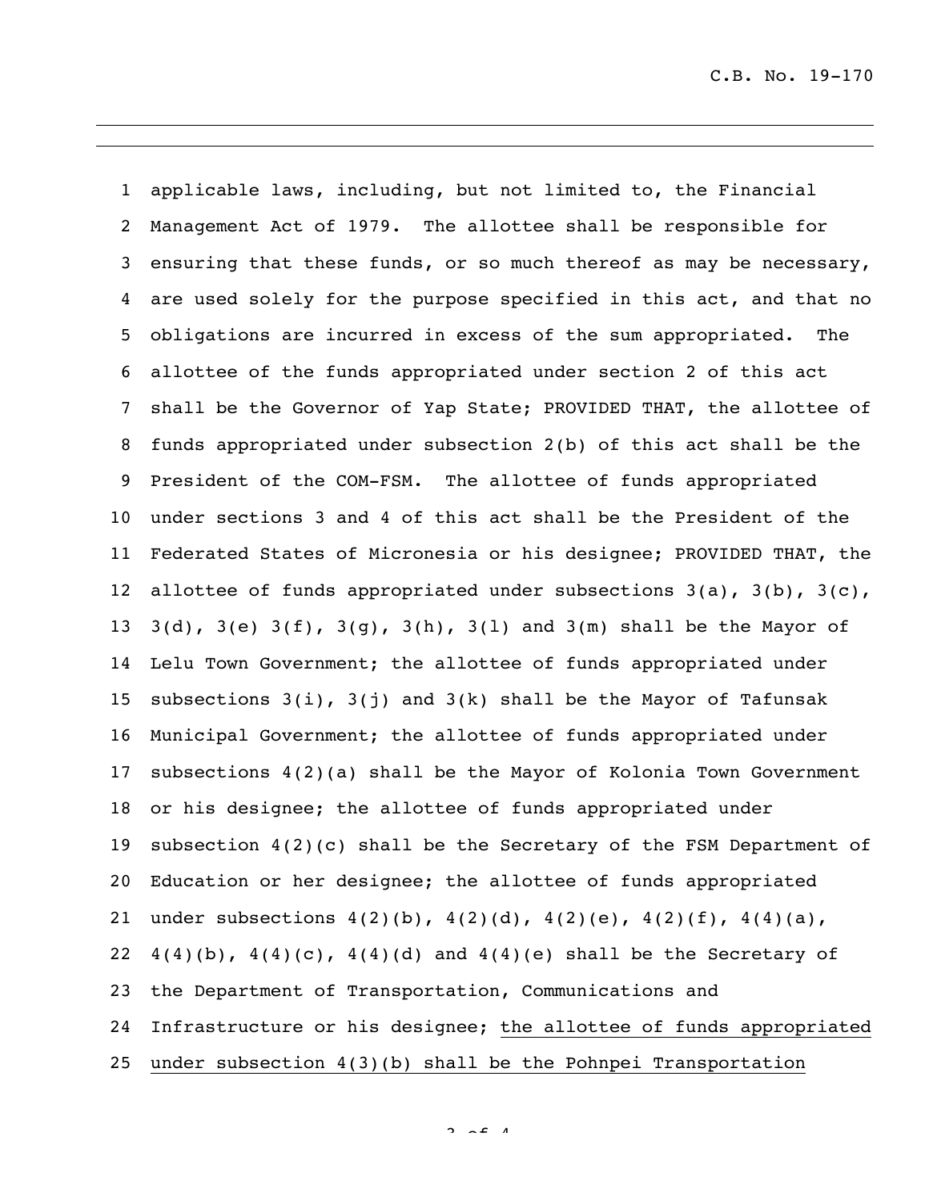applicable laws, including, but not limited to, the Financial Management Act of 1979. The allottee shall be responsible for ensuring that these funds, or so much thereof as may be necessary, are used solely for the purpose specified in this act, and that no obligations are incurred in excess of the sum appropriated. The allottee of the funds appropriated under section 2 of this act shall be the Governor of Yap State; PROVIDED THAT, the allottee of funds appropriated under subsection 2(b) of this act shall be the President of the COM-FSM. The allottee of funds appropriated under sections 3 and 4 of this act shall be the President of the Federated States of Micronesia or his designee; PROVIDED THAT, the allottee of funds appropriated under subsections 3(a), 3(b), 3(c), 3(d), 3(e) 3(f), 3(g), 3(h), 3(l) and 3(m) shall be the Mayor of Lelu Town Government; the allottee of funds appropriated under subsections 3(i), 3(j) and 3(k) shall be the Mayor of Tafunsak Municipal Government; the allottee of funds appropriated under subsections 4(2)(a) shall be the Mayor of Kolonia Town Government or his designee; the allottee of funds appropriated under subsection 4(2)(c) shall be the Secretary of the FSM Department of Education or her designee; the allottee of funds appropriated under subsections 4(2)(b), 4(2)(d), 4(2)(e), 4(2)(f), 4(4)(a), 4(4)(b), 4(4)(c), 4(4)(d) and 4(4)(e) shall be the Secretary of the Department of Transportation, Communications and Infrastructure or his designee; <u>the allottee of funds appropriated under subsection 4(3)(b) shall be the Pohnpei Transportation</u>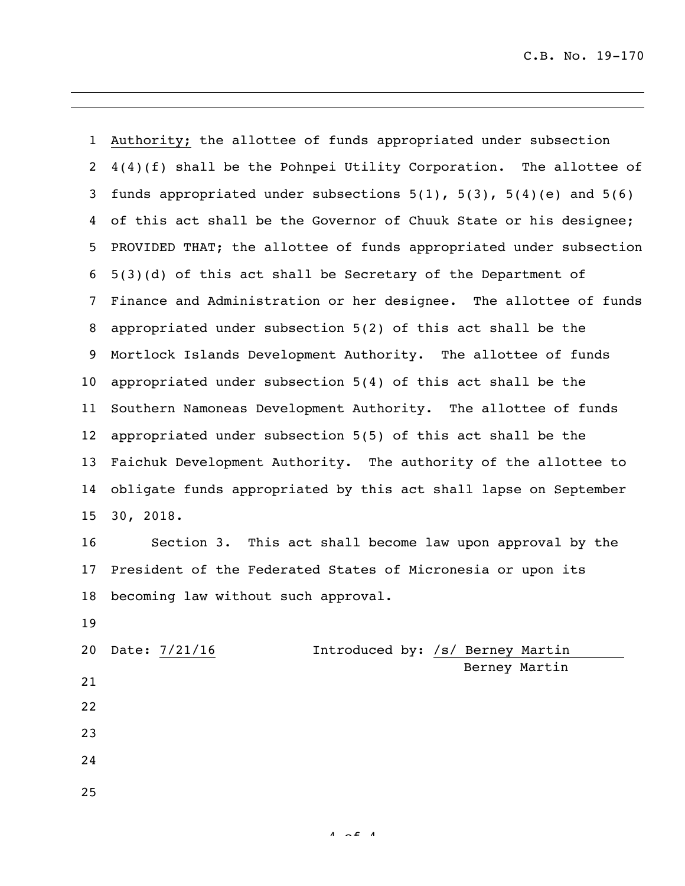Authority; the allottee of funds appropriated under subsection 4(4)(f) shall be the Pohnpei Utility Corporation. The allottee of funds appropriated under subsections 5(1), 5(3), 5(4)(e) and 5(6) of this act shall be the Governor of Chuuk State or his designee; PROVIDED THAT; the allottee of funds appropriated under subsection 5(3)(d) of this act shall be Secretary of the Department of Finance and Administration or her designee. The allottee of funds appropriated under subsection 5(2) of this act shall be the Mortlock Islands Development Authority. The allottee of funds appropriated under subsection 5(4) of this act shall be the Southern Namoneas Development Authority. The allottee of funds appropriated under subsection 5(5) of this act shall be the Faichuk Development Authority. The authority of the allottee to obligate funds appropriated by this act shall lapse on September 30, 2018.

Section 3. This act shall become law upon approval by the President of the Federated States of Micronesia or upon its becoming law without such approval.

Date: 7/21/16

Introduced by: /s/ Berney Martin
Berney Martin